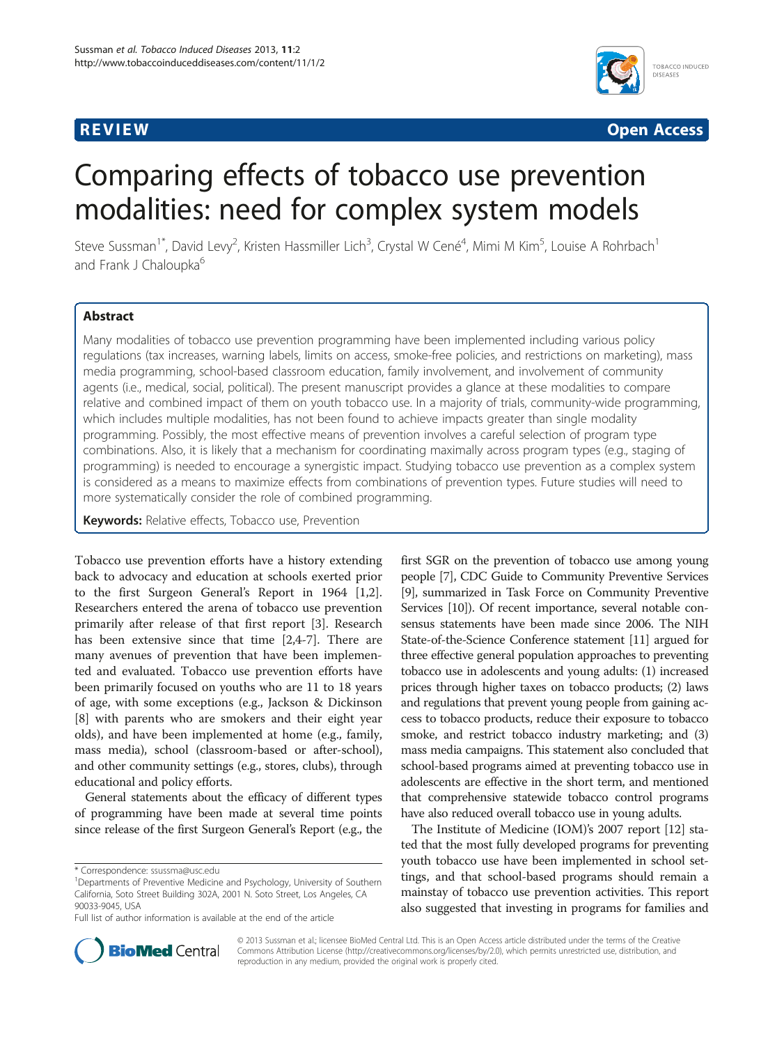**REVIEW** **Open Access**

# Comparing effects of tobacco use prevention modalities: need for complex system models

Steve Sussman[1*], David Levy[2], Kristen Hassmiller Lich[3], Crystal W Cené[4], Mimi M Kim[5], Louise A Rohrbach[1] and Frank J Chaloupka[6]

## Abstract

Many modalities of tobacco use prevention programming have been implemented including various policy regulations (tax increases, warning labels, limits on access, smoke-free policies, and restrictions on marketing), mass media programming, school-based classroom education, family involvement, and involvement of community agents (i.e., medical, social, political). The present manuscript provides a glance at these modalities to compare relative and combined impact of them on youth tobacco use. In a majority of trials, community-wide programming, which includes multiple modalities, has not been found to achieve impacts greater than single modality programming. Possibly, the most effective means of prevention involves a careful selection of program type combinations. Also, it is likely that a mechanism for coordinating maximally across program types (e.g., staging of programming) is needed to encourage a synergistic impact. Studying tobacco use prevention as a complex system is considered as a means to maximize effects from combinations of prevention types. Future studies will need to more systematically consider the role of combined programming.

**Keywords:** Relative effects, Tobacco use, Prevention

Tobacco use prevention efforts have a history extending back to advocacy and education at schools exerted prior to the first Surgeon General's Report in 1964 [1,2]. Researchers entered the arena of tobacco use prevention primarily after release of that first report [3]. Research has been extensive since that time [2,4-7]. There are many avenues of prevention that have been implemented and evaluated. Tobacco use prevention efforts have been primarily focused on youths who are 11 to 18 years of age, with some exceptions (e.g., Jackson & Dickinson [8] with parents who are smokers and their eight year olds), and have been implemented at home (e.g., family, mass media), school (classroom-based or after-school), and other community settings (e.g., stores, clubs), through educational and policy efforts.

General statements about the efficacy of different types of programming have been made at several time points since release of the first Surgeon General's Report (e.g., the first SGR on the prevention of tobacco use among young people [7], CDC Guide to Community Preventive Services [9], summarized in Task Force on Community Preventive Services [10]). Of recent importance, several notable consensus statements have been made since 2006. The NIH State-of-the-Science Conference statement [11] argued for three effective general population approaches to preventing tobacco use in adolescents and young adults: (1) increased prices through higher taxes on tobacco products; (2) laws and regulations that prevent young people from gaining access to tobacco products, reduce their exposure to tobacco smoke, and restrict tobacco industry marketing; and (3) mass media campaigns. This statement also concluded that school-based programs aimed at preventing tobacco use in adolescents are effective in the short term, and mentioned that comprehensive statewide tobacco control programs have also reduced overall tobacco use in young adults.

The Institute of Medicine (IOM)'s 2007 report [12] stated that the most fully developed programs for preventing youth tobacco use have been implemented in school settings, and that school-based programs should remain a mainstay of tobacco use prevention activities. This report also suggested that investing in programs for families and

\* Correspondence: ssussma@usc.edu
[1]Departments of Preventive Medicine and Psychology, University of Southern California, Soto Street Building 302A, 2001 N. Soto Street, Los Angeles, CA 90033-9045, USA

Full list of author information is available at the end of the article

© 2013 Sussman et al.; licensee BioMed Central Ltd. This is an Open Access article distributed under the terms of the Creative Commons Attribution License (http://creativecommons.org/licenses/by/2.0), which permits unrestricted use, distribution, and reproduction in any medium, provided the original work is properly cited.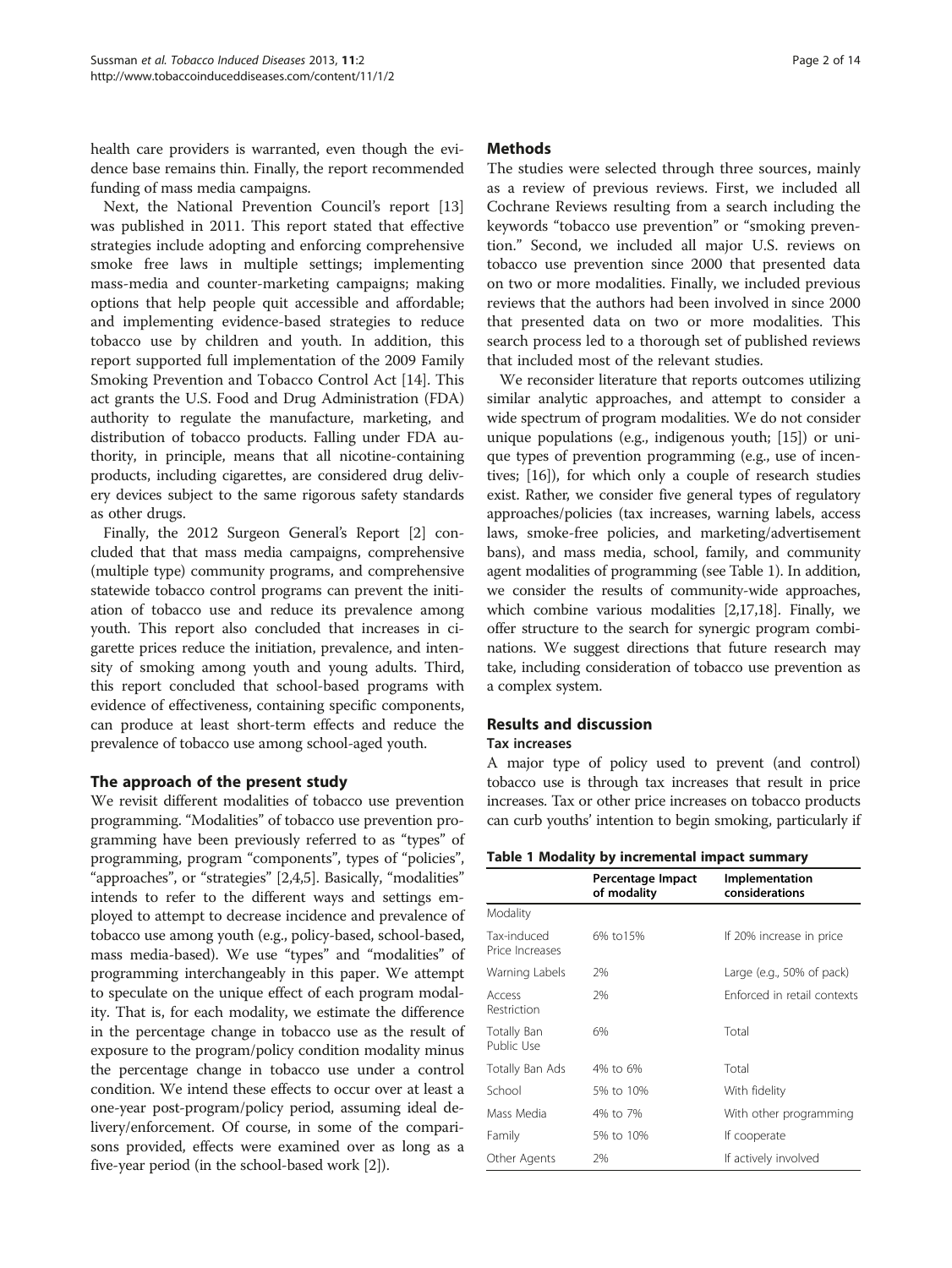health care providers is warranted, even though the evidence base remains thin. Finally, the report recommended funding of mass media campaigns.

Next, the National Prevention Council's report [13] was published in 2011. This report stated that effective strategies include adopting and enforcing comprehensive smoke free laws in multiple settings; implementing mass-media and counter-marketing campaigns; making options that help people quit accessible and affordable; and implementing evidence-based strategies to reduce tobacco use by children and youth. In addition, this report supported full implementation of the 2009 Family Smoking Prevention and Tobacco Control Act [14]. This act grants the U.S. Food and Drug Administration (FDA) authority to regulate the manufacture, marketing, and distribution of tobacco products. Falling under FDA authority, in principle, means that all nicotine-containing products, including cigarettes, are considered drug delivery devices subject to the same rigorous safety standards as other drugs.

Finally, the 2012 Surgeon General's Report [2] concluded that that mass media campaigns, comprehensive (multiple type) community programs, and comprehensive statewide tobacco control programs can prevent the initiation of tobacco use and reduce its prevalence among youth. This report also concluded that increases in cigarette prices reduce the initiation, prevalence, and intensity of smoking among youth and young adults. Third, this report concluded that school-based programs with evidence of effectiveness, containing specific components, can produce at least short-term effects and reduce the prevalence of tobacco use among school-aged youth.

## The approach of the present study

We revisit different modalities of tobacco use prevention programming. "Modalities" of tobacco use prevention programming have been previously referred to as "types" of programming, program "components", types of "policies", "approaches", or "strategies" [2,4,5]. Basically, "modalities" intends to refer to the different ways and settings employed to attempt to decrease incidence and prevalence of tobacco use among youth (e.g., policy-based, school-based, mass media-based). We use "types" and "modalities" of programming interchangeably in this paper. We attempt to speculate on the unique effect of each program modality. That is, for each modality, we estimate the difference in the percentage change in tobacco use as the result of exposure to the program/policy condition modality minus the percentage change in tobacco use under a control condition. We intend these effects to occur over at least a one-year post-program/policy period, assuming ideal delivery/enforcement. Of course, in some of the comparisons provided, effects were examined over as long as a five-year period (in the school-based work [2]).

## Methods

The studies were selected through three sources, mainly as a review of previous reviews. First, we included all Cochrane Reviews resulting from a search including the keywords "tobacco use prevention" or "smoking prevention." Second, we included all major U.S. reviews on tobacco use prevention since 2000 that presented data on two or more modalities. Finally, we included previous reviews that the authors had been involved in since 2000 that presented data on two or more modalities. This search process led to a thorough set of published reviews that included most of the relevant studies.

We reconsider literature that reports outcomes utilizing similar analytic approaches, and attempt to consider a wide spectrum of program modalities. We do not consider unique populations (e.g., indigenous youth; [15]) or unique types of prevention programming (e.g., use of incentives; [16]), for which only a couple of research studies exist. Rather, we consider five general types of regulatory approaches/policies (tax increases, warning labels, access laws, smoke-free policies, and marketing/advertisement bans), and mass media, school, family, and community agent modalities of programming (see Table 1). In addition, we consider the results of community-wide approaches, which combine various modalities [2,17,18]. Finally, we offer structure to the search for synergic program combinations. We suggest directions that future research may take, including consideration of tobacco use prevention as a complex system.

## Results and discussion

### Tax increases

A major type of policy used to prevent (and control) tobacco use is through tax increases that result in price increases. Tax or other price increases on tobacco products can curb youths' intention to begin smoking, particularly if

**Table 1 Modality by incremental impact summary**

| | Percentage Impact of modality | Implementation considerations |
|---|---|---|
| Modality | | |
| Tax-induced Price Increases | 6% to15% | If 20% increase in price |
| Warning Labels | 2% | Large (e.g., 50% of pack) |
| Access Restriction | 2% | Enforced in retail contexts |
| Totally Ban Public Use | 6% | Total |
| Totally Ban Ads | 4% to 6% | Total |
| School | 5% to 10% | With fidelity |
| Mass Media | 4% to 7% | With other programming |
| Family | 5% to 10% | If cooperate |
| Other Agents | 2% | If actively involved |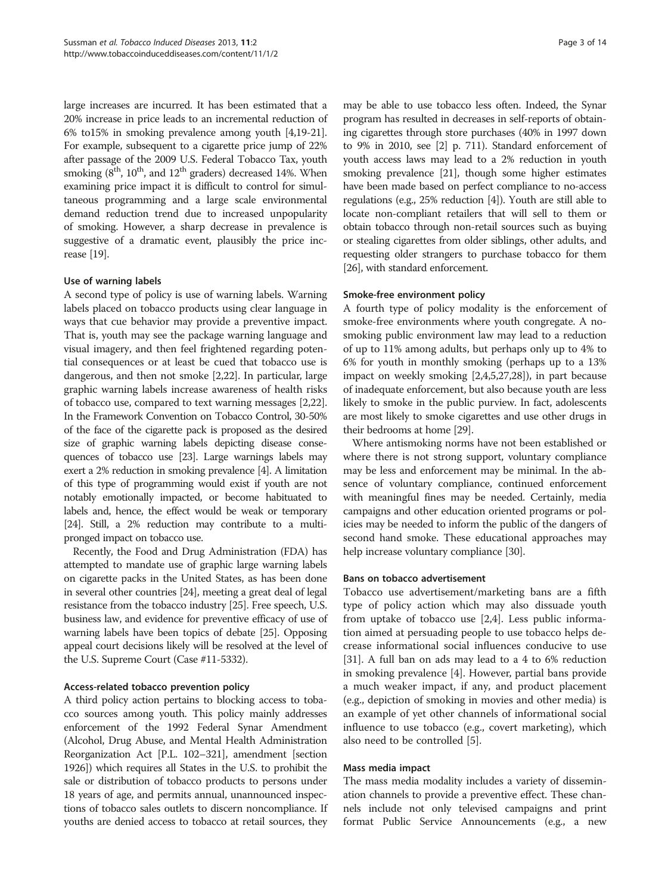large increases are incurred. It has been estimated that a 20% increase in price leads to an incremental reduction of 6% to15% in smoking prevalence among youth [4,19-21]. For example, subsequent to a cigarette price jump of 22% after passage of the 2009 U.S. Federal Tobacco Tax, youth smoking (8[th], 10[th], and 12[th] graders) decreased 14%. When examining price impact it is difficult to control for simultaneous programming and a large scale environmental demand reduction trend due to increased unpopularity of smoking. However, a sharp decrease in prevalence is suggestive of a dramatic event, plausibly the price increase [19].

### Use of warning labels

A second type of policy is use of warning labels. Warning labels placed on tobacco products using clear language in ways that cue behavior may provide a preventive impact. That is, youth may see the package warning language and visual imagery, and then feel frightened regarding potential consequences or at least be cued that tobacco use is dangerous, and then not smoke [2,22]. In particular, large graphic warning labels increase awareness of health risks of tobacco use, compared to text warning messages [2,22]. In the Framework Convention on Tobacco Control, 30-50% of the face of the cigarette pack is proposed as the desired size of graphic warning labels depicting disease consequences of tobacco use [23]. Large warnings labels may exert a 2% reduction in smoking prevalence [4]. A limitation of this type of programming would exist if youth are not notably emotionally impacted, or become habituated to labels and, hence, the effect would be weak or temporary [24]. Still, a 2% reduction may contribute to a multi-pronged impact on tobacco use.

Recently, the Food and Drug Administration (FDA) has attempted to mandate use of graphic large warning labels on cigarette packs in the United States, as has been done in several other countries [24], meeting a great deal of legal resistance from the tobacco industry [25]. Free speech, U.S. business law, and evidence for preventive efficacy of use of warning labels have been topics of debate [25]. Opposing appeal court decisions likely will be resolved at the level of the U.S. Supreme Court (Case #11-5332).

### Access-related tobacco prevention policy

A third policy action pertains to blocking access to tobacco sources among youth. This policy mainly addresses enforcement of the 1992 Federal Synar Amendment (Alcohol, Drug Abuse, and Mental Health Administration Reorganization Act [P.L. 102–321], amendment [section 1926]) which requires all States in the U.S. to prohibit the sale or distribution of tobacco products to persons under 18 years of age, and permits annual, unannounced inspections of tobacco sales outlets to discern noncompliance. If youths are denied access to tobacco at retail sources, they may be able to use tobacco less often. Indeed, the Synar program has resulted in decreases in self-reports of obtaining cigarettes through store purchases (40% in 1997 down to 9% in 2010, see [2] p. 711). Standard enforcement of youth access laws may lead to a 2% reduction in youth smoking prevalence [21], though some higher estimates have been made based on perfect compliance to no-access regulations (e.g., 25% reduction [4]). Youth are still able to locate non-compliant retailers that will sell to them or obtain tobacco through non-retail sources such as buying or stealing cigarettes from older siblings, other adults, and requesting older strangers to purchase tobacco for them [26], with standard enforcement.

### Smoke-free environment policy

A fourth type of policy modality is the enforcement of smoke-free environments where youth congregate. A no-smoking public environment law may lead to a reduction of up to 11% among adults, but perhaps only up to 4% to 6% for youth in monthly smoking (perhaps up to a 13% impact on weekly smoking [2,4,5,27,28]), in part because of inadequate enforcement, but also because youth are less likely to smoke in the public purview. In fact, adolescents are most likely to smoke cigarettes and use other drugs in their bedrooms at home [29].

Where antismoking norms have not been established or where there is not strong support, voluntary compliance may be less and enforcement may be minimal. In the absence of voluntary compliance, continued enforcement with meaningful fines may be needed. Certainly, media campaigns and other education oriented programs or policies may be needed to inform the public of the dangers of second hand smoke. These educational approaches may help increase voluntary compliance [30].

### Bans on tobacco advertisement

Tobacco use advertisement/marketing bans are a fifth type of policy action which may also dissuade youth from uptake of tobacco use [2,4]. Less public information aimed at persuading people to use tobacco helps decrease informational social influences conducive to use [31]. A full ban on ads may lead to a 4 to 6% reduction in smoking prevalence [4]. However, partial bans provide a much weaker impact, if any, and product placement (e.g., depiction of smoking in movies and other media) is an example of yet other channels of informational social influence to use tobacco (e.g., covert marketing), which also need to be controlled [5].

### Mass media impact

The mass media modality includes a variety of dissemination channels to provide a preventive effect. These channels include not only televised campaigns and print format Public Service Announcements (e.g., a new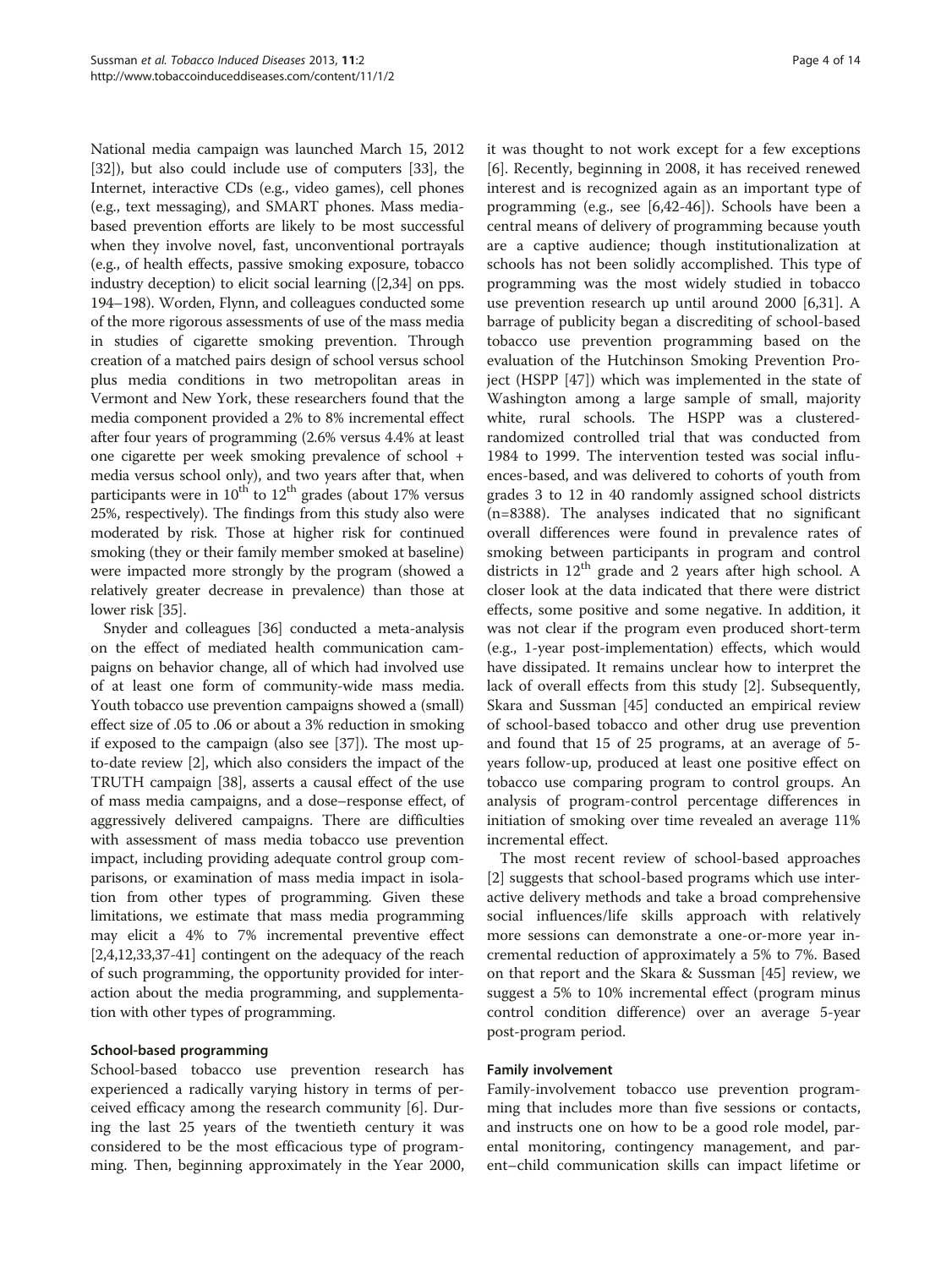National media campaign was launched March 15, 2012 [32]), but also could include use of computers [33], the Internet, interactive CDs (e.g., video games), cell phones (e.g., text messaging), and SMART phones. Mass media-based prevention efforts are likely to be most successful when they involve novel, fast, unconventional portrayals (e.g., of health effects, passive smoking exposure, tobacco industry deception) to elicit social learning ([2,34] on pps. 194–198). Worden, Flynn, and colleagues conducted some of the more rigorous assessments of use of the mass media in studies of cigarette smoking prevention. Through creation of a matched pairs design of school versus school plus media conditions in two metropolitan areas in Vermont and New York, these researchers found that the media component provided a 2% to 8% incremental effect after four years of programming (2.6% versus 4.4% at least one cigarette per week smoking prevalence of school + media versus school only), and two years after that, when participants were in $10^{th}$ to $12^{th}$ grades (about 17% versus 25%, respectively). The findings from this study also were moderated by risk. Those at higher risk for continued smoking (they or their family member smoked at baseline) were impacted more strongly by the program (showed a relatively greater decrease in prevalence) than those at lower risk [35].

Snyder and colleagues [36] conducted a meta-analysis on the effect of mediated health communication campaigns on behavior change, all of which had involved use of at least one form of community-wide mass media. Youth tobacco use prevention campaigns showed a (small) effect size of .05 to .06 or about a 3% reduction in smoking if exposed to the campaign (also see [37]). The most up-to-date review [2], which also considers the impact of the TRUTH campaign [38], asserts a causal effect of the use of mass media campaigns, and a dose–response effect, of aggressively delivered campaigns. There are difficulties with assessment of mass media tobacco use prevention impact, including providing adequate control group comparisons, or examination of mass media impact in isolation from other types of programming. Given these limitations, we estimate that mass media programming may elicit a 4% to 7% incremental preventive effect [2,4,12,33,37-41] contingent on the adequacy of the reach of such programming, the opportunity provided for interaction about the media programming, and supplementation with other types of programming.

### School-based programming

School-based tobacco use prevention research has experienced a radically varying history in terms of perceived efficacy among the research community [6]. During the last 25 years of the twentieth century it was considered to be the most efficacious type of programming. Then, beginning approximately in the Year 2000, it was thought to not work except for a few exceptions [6]. Recently, beginning in 2008, it has received renewed interest and is recognized again as an important type of programming (e.g., see [6,42-46]). Schools have been a central means of delivery of programming because youth are a captive audience; though institutionalization at schools has not been solidly accomplished. This type of programming was the most widely studied in tobacco use prevention research up until around 2000 [6,31]. A barrage of publicity began a discrediting of school-based tobacco use prevention programming based on the evaluation of the Hutchinson Smoking Prevention Project (HSPP [47]) which was implemented in the state of Washington among a large sample of small, majority white, rural schools. The HSPP was a clustered-randomized controlled trial that was conducted from 1984 to 1999. The intervention tested was social influences-based, and was delivered to cohorts of youth from grades 3 to 12 in 40 randomly assigned school districts (n=8388). The analyses indicated that no significant overall differences were found in prevalence rates of smoking between participants in program and control districts in $12^{th}$ grade and 2 years after high school. A closer look at the data indicated that there were district effects, some positive and some negative. In addition, it was not clear if the program even produced short-term (e.g., 1-year post-implementation) effects, which would have dissipated. It remains unclear how to interpret the lack of overall effects from this study [2]. Subsequently, Skara and Sussman [45] conducted an empirical review of school-based tobacco and other drug use prevention and found that 15 of 25 programs, at an average of 5-years follow-up, produced at least one positive effect on tobacco use comparing program to control groups. An analysis of program-control percentage differences in initiation of smoking over time revealed an average 11% incremental effect.

The most recent review of school-based approaches [2] suggests that school-based programs which use interactive delivery methods and take a broad comprehensive social influences/life skills approach with relatively more sessions can demonstrate a one-or-more year incremental reduction of approximately a 5% to 7%. Based on that report and the Skara & Sussman [45] review, we suggest a 5% to 10% incremental effect (program minus control condition difference) over an average 5-year post-program period.

### Family involvement

Family-involvement tobacco use prevention programming that includes more than five sessions or contacts, and instructs one on how to be a good role model, parental monitoring, contingency management, and parent–child communication skills can impact lifetime or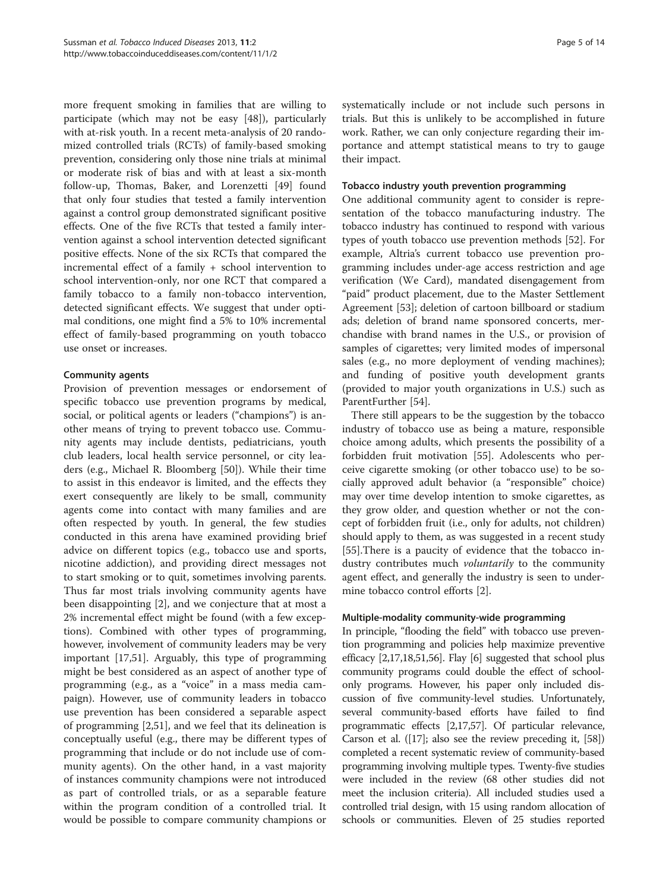more frequent smoking in families that are willing to participate (which may not be easy [48]), particularly with at-risk youth. In a recent meta-analysis of 20 randomized controlled trials (RCTs) of family-based smoking prevention, considering only those nine trials at minimal or moderate risk of bias and with at least a six-month follow-up, Thomas, Baker, and Lorenzetti [49] found that only four studies that tested a family intervention against a control group demonstrated significant positive effects. One of the five RCTs that tested a family intervention against a school intervention detected significant positive effects. None of the six RCTs that compared the incremental effect of a family + school intervention to school intervention-only, nor one RCT that compared a family tobacco to a family non-tobacco intervention, detected significant effects. We suggest that under optimal conditions, one might find a 5% to 10% incremental effect of family-based programming on youth tobacco use onset or increases.

#### Community agents

Provision of prevention messages or endorsement of specific tobacco use prevention programs by medical, social, or political agents or leaders ("champions") is another means of trying to prevent tobacco use. Community agents may include dentists, pediatricians, youth club leaders, local health service personnel, or city leaders (e.g., Michael R. Bloomberg [50]). While their time to assist in this endeavor is limited, and the effects they exert consequently are likely to be small, community agents come into contact with many families and are often respected by youth. In general, the few studies conducted in this arena have examined providing brief advice on different topics (e.g., tobacco use and sports, nicotine addiction), and providing direct messages not to start smoking or to quit, sometimes involving parents. Thus far most trials involving community agents have been disappointing [2], and we conjecture that at most a 2% incremental effect might be found (with a few exceptions). Combined with other types of programming, however, involvement of community leaders may be very important [17,51]. Arguably, this type of programming might be best considered as an aspect of another type of programming (e.g., as a "voice" in a mass media campaign). However, use of community leaders in tobacco use prevention has been considered a separable aspect of programming [2,51], and we feel that its delineation is conceptually useful (e.g., there may be different types of programming that include or do not include use of community agents). On the other hand, in a vast majority of instances community champions were not introduced as part of controlled trials, or as a separable feature within the program condition of a controlled trial. It would be possible to compare community champions or systematically include or not include such persons in trials. But this is unlikely to be accomplished in future work. Rather, we can only conjecture regarding their importance and attempt statistical means to try to gauge their impact.

#### Tobacco industry youth prevention programming

One additional community agent to consider is representation of the tobacco manufacturing industry. The tobacco industry has continued to respond with various types of youth tobacco use prevention methods [52]. For example, Altria's current tobacco use prevention programming includes under-age access restriction and age verification (We Card), mandated disengagement from "paid" product placement, due to the Master Settlement Agreement [53]; deletion of cartoon billboard or stadium ads; deletion of brand name sponsored concerts, merchandise with brand names in the U.S., or provision of samples of cigarettes; very limited modes of impersonal sales (e.g., no more deployment of vending machines); and funding of positive youth development grants (provided to major youth organizations in U.S.) such as ParentFurther [54].

There still appears to be the suggestion by the tobacco industry of tobacco use as being a mature, responsible choice among adults, which presents the possibility of a forbidden fruit motivation [55]. Adolescents who perceive cigarette smoking (or other tobacco use) to be socially approved adult behavior (a "responsible" choice) may over time develop intention to smoke cigarettes, as they grow older, and question whether or not the concept of forbidden fruit (i.e., only for adults, not children) should apply to them, as was suggested in a recent study [55].There is a paucity of evidence that the tobacco industry contributes much *voluntarily* to the community agent effect, and generally the industry is seen to undermine tobacco control efforts [2].

#### Multiple-modality community-wide programming

In principle, "flooding the field" with tobacco use prevention programming and policies help maximize preventive efficacy [2,17,18,51,56]. Flay [6] suggested that school plus community programs could double the effect of school-only programs. However, his paper only included discussion of five community-level studies. Unfortunately, several community-based efforts have failed to find programmatic effects [2,17,57]. Of particular relevance, Carson et al. ([17]; also see the review preceding it, [58]) completed a recent systematic review of community-based programming involving multiple types. Twenty-five studies were included in the review (68 other studies did not meet the inclusion criteria). All included studies used a controlled trial design, with 15 using random allocation of schools or communities. Eleven of 25 studies reported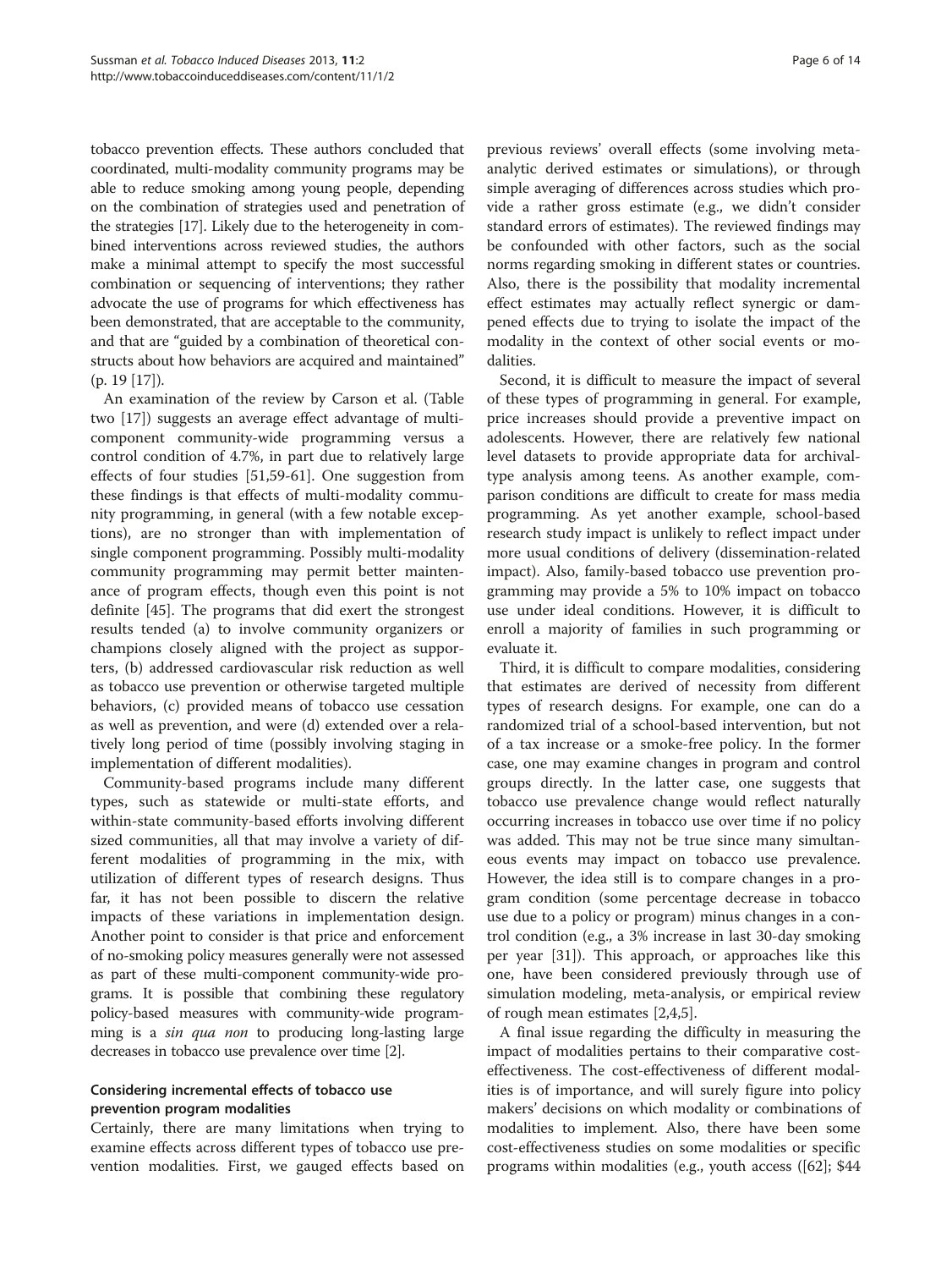tobacco prevention effects. These authors concluded that coordinated, multi-modality community programs may be able to reduce smoking among young people, depending on the combination of strategies used and penetration of the strategies [17]. Likely due to the heterogeneity in combined interventions across reviewed studies, the authors make a minimal attempt to specify the most successful combination or sequencing of interventions; they rather advocate the use of programs for which effectiveness has been demonstrated, that are acceptable to the community, and that are "guided by a combination of theoretical constructs about how behaviors are acquired and maintained" (p. 19 [17]).

An examination of the review by Carson et al. (Table two [17]) suggests an average effect advantage of multi-component community-wide programming versus a control condition of 4.7%, in part due to relatively large effects of four studies [51,59-61]. One suggestion from these findings is that effects of multi-modality community programming, in general (with a few notable exceptions), are no stronger than with implementation of single component programming. Possibly multi-modality community programming may permit better maintenance of program effects, though even this point is not definite [45]. The programs that did exert the strongest results tended (a) to involve community organizers or champions closely aligned with the project as supporters, (b) addressed cardiovascular risk reduction as well as tobacco use prevention or otherwise targeted multiple behaviors, (c) provided means of tobacco use cessation as well as prevention, and were (d) extended over a relatively long period of time (possibly involving staging in implementation of different modalities).

Community-based programs include many different types, such as statewide or multi-state efforts, and within-state community-based efforts involving different sized communities, all that may involve a variety of different modalities of programming in the mix, with utilization of different types of research designs. Thus far, it has not been possible to discern the relative impacts of these variations in implementation design. Another point to consider is that price and enforcement of no-smoking policy measures generally were not assessed as part of these multi-component community-wide programs. It is possible that combining these regulatory policy-based measures with community-wide programming is a *sin qua non* to producing long-lasting large decreases in tobacco use prevalence over time [2].

### Considering incremental effects of tobacco use prevention program modalities

Certainly, there are many limitations when trying to examine effects across different types of tobacco use prevention modalities. First, we gauged effects based on previous reviews' overall effects (some involving meta-analytic derived estimates or simulations), or through simple averaging of differences across studies which provide a rather gross estimate (e.g., we didn't consider standard errors of estimates). The reviewed findings may be confounded with other factors, such as the social norms regarding smoking in different states or countries. Also, there is the possibility that modality incremental effect estimates may actually reflect synergic or dampened effects due to trying to isolate the impact of the modality in the context of other social events or modalities.

Second, it is difficult to measure the impact of several of these types of programming in general. For example, price increases should provide a preventive impact on adolescents. However, there are relatively few national level datasets to provide appropriate data for archival-type analysis among teens. As another example, comparison conditions are difficult to create for mass media programming. As yet another example, school-based research study impact is unlikely to reflect impact under more usual conditions of delivery (dissemination-related impact). Also, family-based tobacco use prevention programming may provide a 5% to 10% impact on tobacco use under ideal conditions. However, it is difficult to enroll a majority of families in such programming or evaluate it.

Third, it is difficult to compare modalities, considering that estimates are derived of necessity from different types of research designs. For example, one can do a randomized trial of a school-based intervention, but not of a tax increase or a smoke-free policy. In the former case, one may examine changes in program and control groups directly. In the latter case, one suggests that tobacco use prevalence change would reflect naturally occurring increases in tobacco use over time if no policy was added. This may not be true since many simultaneous events may impact on tobacco use prevalence. However, the idea still is to compare changes in a program condition (some percentage decrease in tobacco use due to a policy or program) minus changes in a control condition (e.g., a 3% increase in last 30-day smoking per year [31]). This approach, or approaches like this one, have been considered previously through use of simulation modeling, meta-analysis, or empirical review of rough mean estimates [2,4,5].

A final issue regarding the difficulty in measuring the impact of modalities pertains to their comparative cost-effectiveness. The cost-effectiveness of different modalities is of importance, and will surely figure into policy makers' decisions on which modality or combinations of modalities to implement. Also, there have been some cost-effectiveness studies on some modalities or specific programs within modalities (e.g., youth access ([62]; $44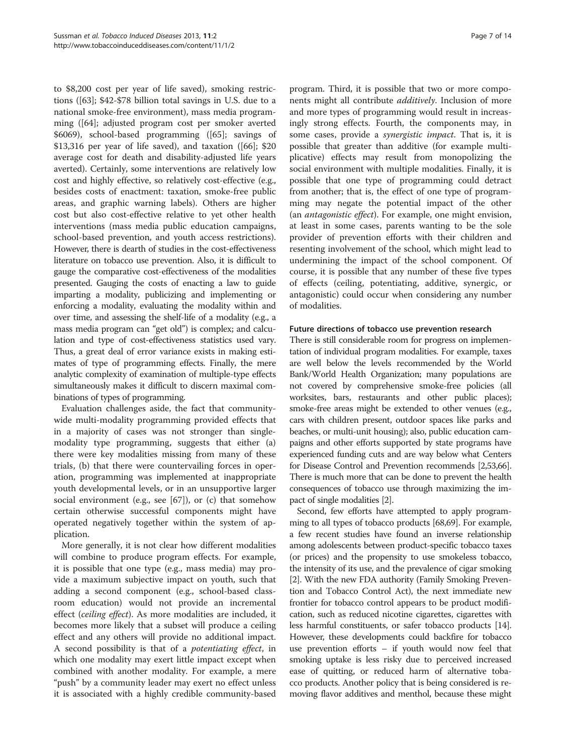to $8,200 cost per year of life saved), smoking restrictions ([63]; $42-$78 billion total savings in U.S. due to a national smoke-free environment), mass media programming ([64]; adjusted program cost per smoker averted $6069), school-based programming ([65]; savings of $13,316 per year of life saved), and taxation ([66]; $20 average cost for death and disability-adjusted life years averted). Certainly, some interventions are relatively low cost and highly effective, so relatively cost-effective (e.g., besides costs of enactment: taxation, smoke-free public areas, and graphic warning labels). Others are higher cost but also cost-effective relative to yet other health interventions (mass media public education campaigns, school-based prevention, and youth access restrictions). However, there is dearth of studies in the cost-effectiveness literature on tobacco use prevention. Also, it is difficult to gauge the comparative cost-effectiveness of the modalities presented. Gauging the costs of enacting a law to guide imparting a modality, publicizing and implementing or enforcing a modality, evaluating the modality within and over time, and assessing the shelf-life of a modality (e.g., a mass media program can "get old") is complex; and calculation and type of cost-effectiveness statistics used vary. Thus, a great deal of error variance exists in making estimates of type of programming effects. Finally, the mere analytic complexity of examination of multiple-type effects simultaneously makes it difficult to discern maximal combinations of types of programming.

Evaluation challenges aside, the fact that community-wide multi-modality programming provided effects that in a majority of cases was not stronger than single-modality type programming, suggests that either (a) there were key modalities missing from many of these trials, (b) that there were countervailing forces in operation, programming was implemented at inappropriate youth developmental levels, or in an unsupportive larger social environment (e.g., see [67]), or (c) that somehow certain otherwise successful components might have operated negatively together within the system of application.

More generally, it is not clear how different modalities will combine to produce program effects. For example, it is possible that one type (e.g., mass media) may provide a maximum subjective impact on youth, such that adding a second component (e.g., school-based classroom education) would not provide an incremental effect (*ceiling effect*). As more modalities are included, it becomes more likely that a subset will produce a ceiling effect and any others will provide no additional impact. A second possibility is that of a *potentiating effect*, in which one modality may exert little impact except when combined with another modality. For example, a mere "push" by a community leader may exert no effect unless it is associated with a highly credible community-based program. Third, it is possible that two or more components might all contribute *additively*. Inclusion of more and more types of programming would result in increasingly strong effects. Fourth, the components may, in some cases, provide a *synergistic impact*. That is, it is possible that greater than additive (for example multiplicative) effects may result from monopolizing the social environment with multiple modalities. Finally, it is possible that one type of programming could detract from another; that is, the effect of one type of programming may negate the potential impact of the other (an *antagonistic effect*). For example, one might envision, at least in some cases, parents wanting to be the sole provider of prevention efforts with their children and resenting involvement of the school, which might lead to undermining the impact of the school component. Of course, it is possible that any number of these five types of effects (ceiling, potentiating, additive, synergic, or antagonistic) could occur when considering any number of modalities.

### Future directions of tobacco use prevention research

There is still considerable room for progress on implementation of individual program modalities. For example, taxes are well below the levels recommended by the World Bank/World Health Organization; many populations are not covered by comprehensive smoke-free policies (all worksites, bars, restaurants and other public places); smoke-free areas might be extended to other venues (e.g., cars with children present, outdoor spaces like parks and beaches, or multi-unit housing); also, public education campaigns and other efforts supported by state programs have experienced funding cuts and are way below what Centers for Disease Control and Prevention recommends [2,53,66]. There is much more that can be done to prevent the health consequences of tobacco use through maximizing the impact of single modalities [2].

Second, few efforts have attempted to apply programming to all types of tobacco products [68,69]. For example, a few recent studies have found an inverse relationship among adolescents between product-specific tobacco taxes (or prices) and the propensity to use smokeless tobacco, the intensity of its use, and the prevalence of cigar smoking [2]. With the new FDA authority (Family Smoking Prevention and Tobacco Control Act), the next immediate new frontier for tobacco control appears to be product modification, such as reduced nicotine cigarettes, cigarettes with less harmful constituents, or safer tobacco products [14]. However, these developments could backfire for tobacco use prevention efforts – if youth would now feel that smoking uptake is less risky due to perceived increased ease of quitting, or reduced harm of alternative tobacco products. Another policy that is being considered is removing flavor additives and menthol, because these might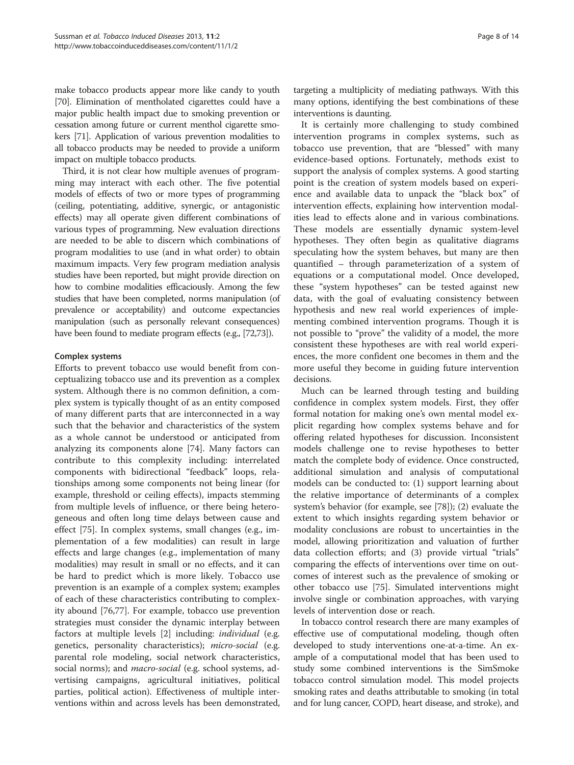make tobacco products appear more like candy to youth [70]. Elimination of mentholated cigarettes could have a major public health impact due to smoking prevention or cessation among future or current menthol cigarette smokers [71]. Application of various prevention modalities to all tobacco products may be needed to provide a uniform impact on multiple tobacco products.

Third, it is not clear how multiple avenues of programming may interact with each other. The five potential models of effects of two or more types of programming (ceiling, potentiating, additive, synergic, or antagonistic effects) may all operate given different combinations of various types of programming. New evaluation directions are needed to be able to discern which combinations of program modalities to use (and in what order) to obtain maximum impacts. Very few program mediation analysis studies have been reported, but might provide direction on how to combine modalities efficaciously. Among the few studies that have been completed, norms manipulation (of prevalence or acceptability) and outcome expectancies manipulation (such as personally relevant consequences) have been found to mediate program effects (e.g., [72,73]).

### Complex systems

Efforts to prevent tobacco use would benefit from conceptualizing tobacco use and its prevention as a complex system. Although there is no common definition, a complex system is typically thought of as an entity composed of many different parts that are interconnected in a way such that the behavior and characteristics of the system as a whole cannot be understood or anticipated from analyzing its components alone [74]. Many factors can contribute to this complexity including: interrelated components with bidirectional "feedback" loops, relationships among some components not being linear (for example, threshold or ceiling effects), impacts stemming from multiple levels of influence, or there being heterogeneous and often long time delays between cause and effect [75]. In complex systems, small changes (e.g., implementation of a few modalities) can result in large effects and large changes (e.g., implementation of many modalities) may result in small or no effects, and it can be hard to predict which is more likely. Tobacco use prevention is an example of a complex system; examples of each of these characteristics contributing to complexity abound [76,77]. For example, tobacco use prevention strategies must consider the dynamic interplay between factors at multiple levels [2] including: *individual* (e.g. genetics, personality characteristics); *micro-social* (e.g. parental role modeling, social network characteristics, social norms); and *macro-social* (e.g. school systems, advertising campaigns, agricultural initiatives, political parties, political action). Effectiveness of multiple interventions within and across levels has been demonstrated, targeting a multiplicity of mediating pathways. With this many options, identifying the best combinations of these interventions is daunting.

It is certainly more challenging to study combined intervention programs in complex systems, such as tobacco use prevention, that are "blessed" with many evidence-based options. Fortunately, methods exist to support the analysis of complex systems. A good starting point is the creation of system models based on experience and available data to unpack the "black box" of intervention effects, explaining how intervention modalities lead to effects alone and in various combinations. These models are essentially dynamic system-level hypotheses. They often begin as qualitative diagrams speculating how the system behaves, but many are then quantified – through parameterization of a system of equations or a computational model. Once developed, these "system hypotheses" can be tested against new data, with the goal of evaluating consistency between hypothesis and new real world experiences of implementing combined intervention programs. Though it is not possible to "prove" the validity of a model, the more consistent these hypotheses are with real world experiences, the more confident one becomes in them and the more useful they become in guiding future intervention decisions.

Much can be learned through testing and building confidence in complex system models. First, they offer formal notation for making one's own mental model explicit regarding how complex systems behave and for offering related hypotheses for discussion. Inconsistent models challenge one to revise hypotheses to better match the complete body of evidence. Once constructed, additional simulation and analysis of computational models can be conducted to: (1) support learning about the relative importance of determinants of a complex system's behavior (for example, see [78]); (2) evaluate the extent to which insights regarding system behavior or modality conclusions are robust to uncertainties in the model, allowing prioritization and valuation of further data collection efforts; and (3) provide virtual "trials" comparing the effects of interventions over time on outcomes of interest such as the prevalence of smoking or other tobacco use [75]. Simulated interventions might involve single or combination approaches, with varying levels of intervention dose or reach.

In tobacco control research there are many examples of effective use of computational modeling, though often developed to study interventions one-at-a-time. An example of a computational model that has been used to study some combined interventions is the SimSmoke tobacco control simulation model. This model projects smoking rates and deaths attributable to smoking (in total and for lung cancer, COPD, heart disease, and stroke), and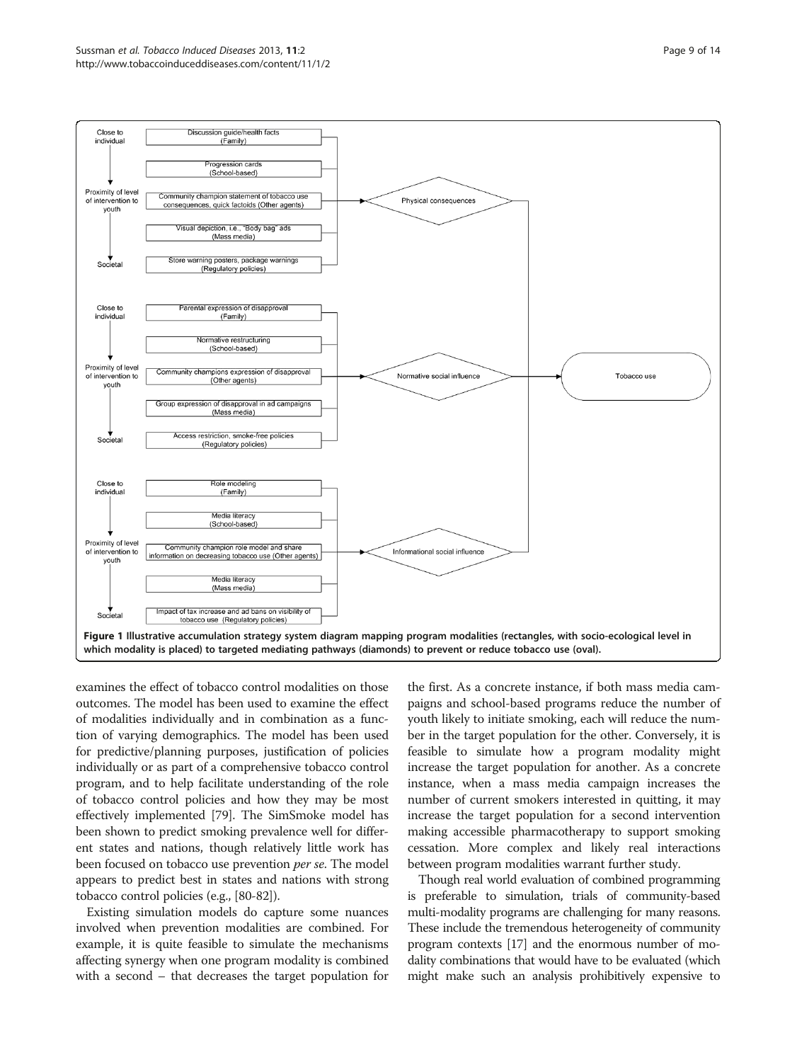Close to individual

Proximity of level of intervention to youth

Societal

Discussion guide/health facts (Family)

Progression cards (School-based)

Community champion statement of tobacco use consequences, quick factoids (Other agents)

Visual depiction, i.e., "Body bag" ads (Mass media)

Store warning posters, package warnings (Regulatory policies)

Physical consequences

Close to individual

Proximity of level of intervention to youth

Societal

Parental expression of disapproval (Family)

Normative restructuring (School-based)

Community champions expression of disapproval (Other agents)

Group expression of disapproval in ad campaigns (Mass media)

Access restriction, smoke-free policies (Regulatory policies)

Normative social influence

Tobacco use

Close to individual

Proximity of level of intervention to youth

Societal

Role modeling (Family)

Media literacy (School-based)

Community champion role model and share information on decreasing tobacco use (Other agents)

Media literacy (Mass media)

Impact of tax increase and ad bans on visibility of tobacco use (Regulatory policies)

Informational social influence

**Figure 1 Illustrative accumulation strategy system diagram mapping program modalities (rectangles, with socio-ecological level in which modality is placed) to targeted mediating pathways (diamonds) to prevent or reduce tobacco use (oval).**

examines the effect of tobacco control modalities on those outcomes. The model has been used to examine the effect of modalities individually and in combination as a function of varying demographics. The model has been used for predictive/planning purposes, justification of policies individually or as part of a comprehensive tobacco control program, and to help facilitate understanding of the role of tobacco control policies and how they may be most effectively implemented [79]. The SimSmoke model has been shown to predict smoking prevalence well for different states and nations, though relatively little work has been focused on tobacco use prevention *per se*. The model appears to predict best in states and nations with strong tobacco control policies (e.g., [80-82]).

Existing simulation models do capture some nuances involved when prevention modalities are combined. For example, it is quite feasible to simulate the mechanisms affecting synergy when one program modality is combined with a second – that decreases the target population for the first. As a concrete instance, if both mass media campaigns and school-based programs reduce the number of youth likely to initiate smoking, each will reduce the number in the target population for the other. Conversely, it is feasible to simulate how a program modality might increase the target population for another. As a concrete instance, when a mass media campaign increases the number of current smokers interested in quitting, it may increase the target population for a second intervention making accessible pharmacotherapy to support smoking cessation. More complex and likely real interactions between program modalities warrant further study.

Though real world evaluation of combined programming is preferable to simulation, trials of community-based multi-modality programs are challenging for many reasons. These include the tremendous heterogeneity of community program contexts [17] and the enormous number of modality combinations that would have to be evaluated (which might make such an analysis prohibitively expensive to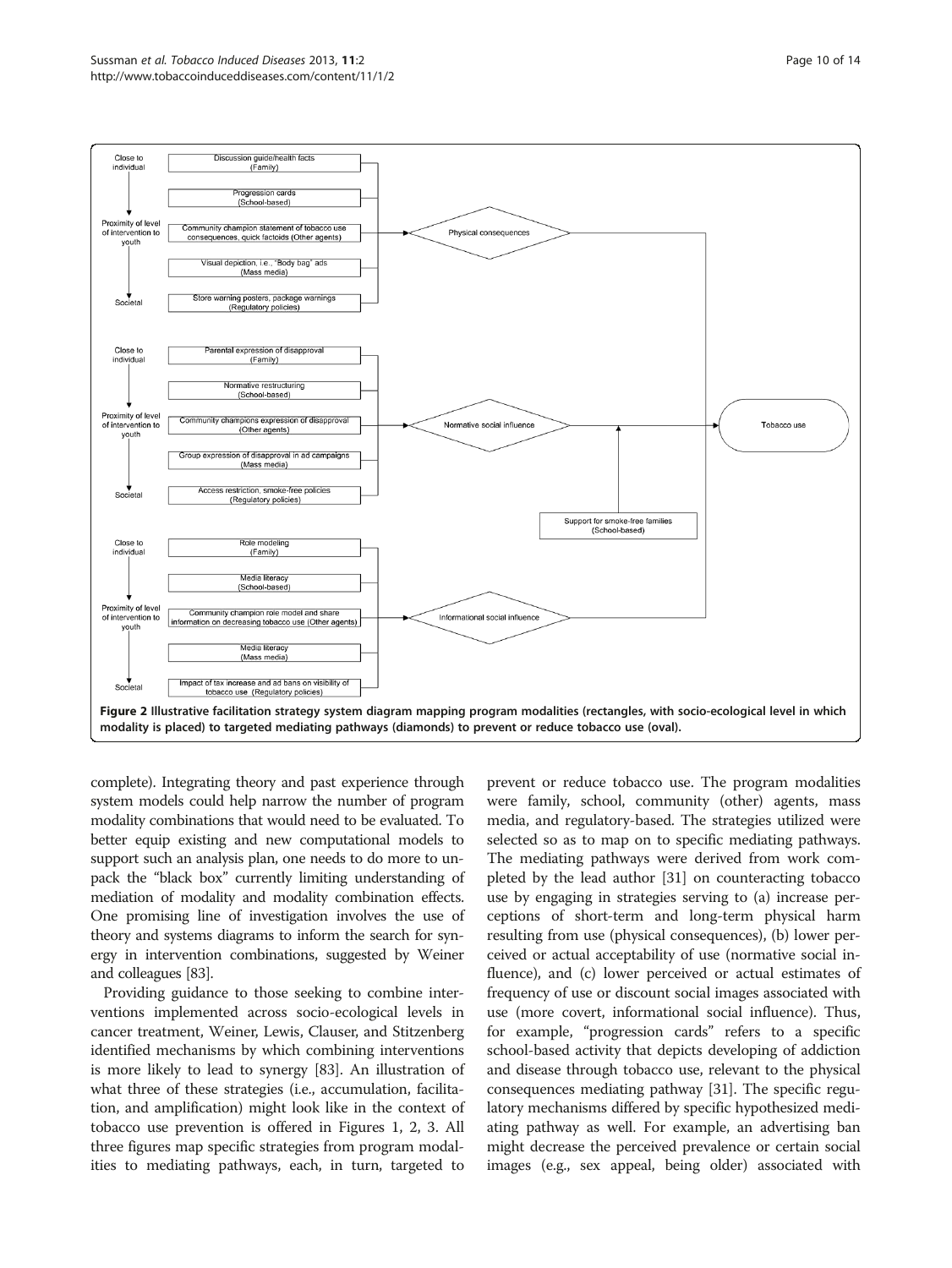**Figure 2 Illustrative facilitation strategy system diagram mapping program modalities (rectangles, with socio-ecological level in which modality is placed) to targeted mediating pathways (diamonds) to prevent or reduce tobacco use (oval).**

complete). Integrating theory and past experience through system models could help narrow the number of program modality combinations that would need to be evaluated. To better equip existing and new computational models to support such an analysis plan, one needs to do more to unpack the "black box" currently limiting understanding of mediation of modality and modality combination effects. One promising line of investigation involves the use of theory and systems diagrams to inform the search for synergy in intervention combinations, suggested by Weiner and colleagues [83].

Providing guidance to those seeking to combine interventions implemented across socio-ecological levels in cancer treatment, Weiner, Lewis, Clauser, and Stitzenberg identified mechanisms by which combining interventions is more likely to lead to synergy [83]. An illustration of what three of these strategies (i.e., accumulation, facilitation, and amplification) might look like in the context of tobacco use prevention is offered in Figures 1, 2, 3. All three figures map specific strategies from program modalities to mediating pathways, each, in turn, targeted to prevent or reduce tobacco use. The program modalities were family, school, community (other) agents, mass media, and regulatory-based. The strategies utilized were selected so as to map on to specific mediating pathways. The mediating pathways were derived from work completed by the lead author [31] on counteracting tobacco use by engaging in strategies serving to (a) increase perceptions of short-term and long-term physical harm resulting from use (physical consequences), (b) lower perceived or actual acceptability of use (normative social influence), and (c) lower perceived or actual estimates of frequency of use or discount social images associated with use (more covert, informational social influence). Thus, for example, "progression cards" refers to a specific school-based activity that depicts developing of addiction and disease through tobacco use, relevant to the physical consequences mediating pathway [31]. The specific regulatory mechanisms differed by specific hypothesized mediating pathway as well. For example, an advertising ban might decrease the perceived prevalence or certain social images (e.g., sex appeal, being older) associated with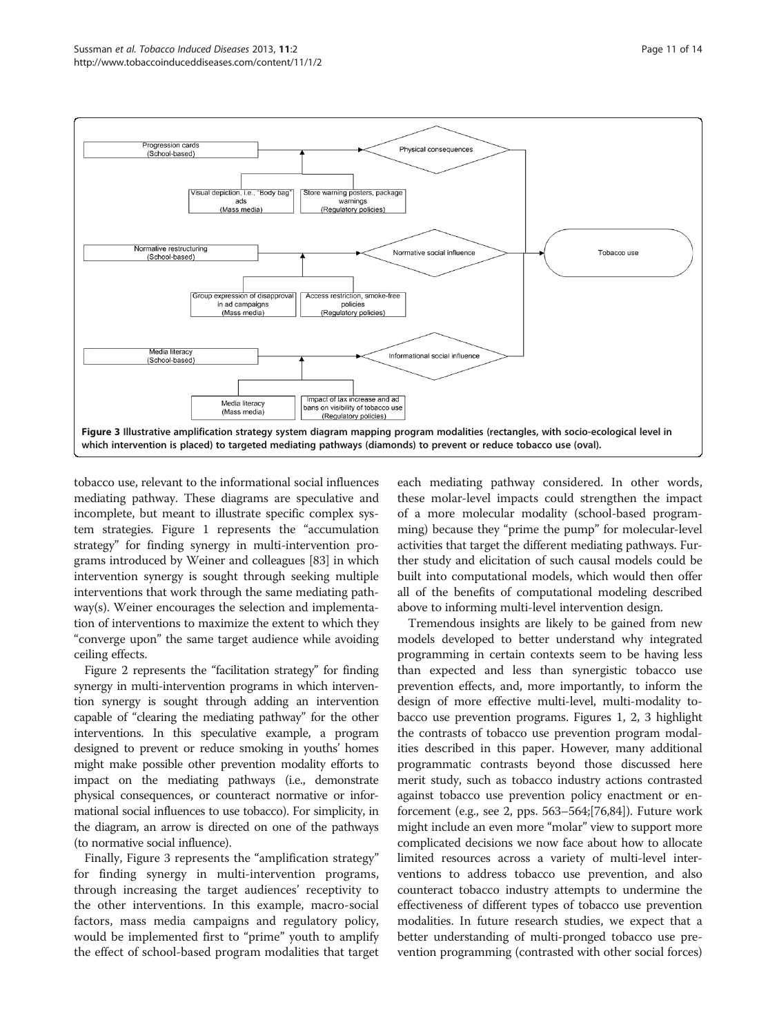**Figure 3 Illustrative amplification strategy system diagram mapping program modalities (rectangles, with socio-ecological level in which intervention is placed) to targeted mediating pathways (diamonds) to prevent or reduce tobacco use (oval).**

tobacco use, relevant to the informational social influences mediating pathway. These diagrams are speculative and incomplete, but meant to illustrate specific complex system strategies. Figure 1 represents the "accumulation strategy" for finding synergy in multi-intervention programs introduced by Weiner and colleagues [83] in which intervention synergy is sought through seeking multiple interventions that work through the same mediating pathway(s). Weiner encourages the selection and implementation of interventions to maximize the extent to which they "converge upon" the same target audience while avoiding ceiling effects.

Figure 2 represents the "facilitation strategy" for finding synergy in multi-intervention programs in which intervention synergy is sought through adding an intervention capable of "clearing the mediating pathway" for the other interventions. In this speculative example, a program designed to prevent or reduce smoking in youths' homes might make possible other prevention modality efforts to impact on the mediating pathways (i.e., demonstrate physical consequences, or counteract normative or informational social influences to use tobacco). For simplicity, in the diagram, an arrow is directed on one of the pathways (to normative social influence).

Finally, Figure 3 represents the "amplification strategy" for finding synergy in multi-intervention programs, through increasing the target audiences' receptivity to the other interventions. In this example, macro-social factors, mass media campaigns and regulatory policy, would be implemented first to "prime" youth to amplify the effect of school-based program modalities that target each mediating pathway considered. In other words, these molar-level impacts could strengthen the impact of a more molecular modality (school-based programming) because they "prime the pump" for molecular-level activities that target the different mediating pathways. Further study and elicitation of such causal models could be built into computational models, which would then offer all of the benefits of computational modeling described above to informing multi-level intervention design.

Tremendous insights are likely to be gained from new models developed to better understand why integrated programming in certain contexts seem to be having less than expected and less than synergistic tobacco use prevention effects, and, more importantly, to inform the design of more effective multi-level, multi-modality tobacco use prevention programs. Figures 1, 2, 3 highlight the contrasts of tobacco use prevention program modalities described in this paper. However, many additional programmatic contrasts beyond those discussed here merit study, such as tobacco industry actions contrasted against tobacco use prevention policy enactment or enforcement (e.g., see 2, pps. 563–564;[76,84]). Future work might include an even more "molar" view to support more complicated decisions we now face about how to allocate limited resources across a variety of multi-level interventions to address tobacco use prevention, and also counteract tobacco industry attempts to undermine the effectiveness of different types of tobacco use prevention modalities. In future research studies, we expect that a better understanding of multi-pronged tobacco use prevention programming (contrasted with other social forces)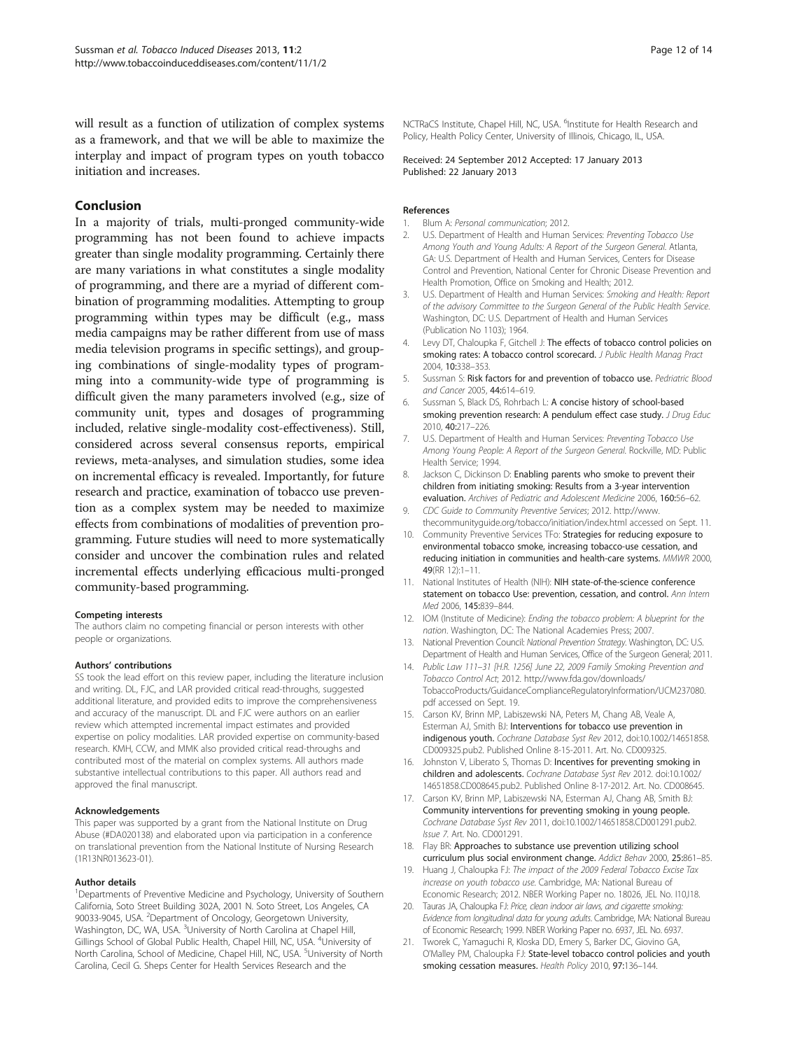will result as a function of utilization of complex systems as a framework, and that we will be able to maximize the interplay and impact of program types on youth tobacco initiation and increases.

## Conclusion

In a majority of trials, multi-pronged community-wide programming has not been found to achieve impacts greater than single modality programming. Certainly there are many variations in what constitutes a single modality of programming, and there are a myriad of different combination of programming modalities. Attempting to group programming within types may be difficult (e.g., mass media campaigns may be rather different from use of mass media television programs in specific settings), and grouping combinations of single-modality types of programming into a community-wide type of programming is difficult given the many parameters involved (e.g., size of community unit, types and dosages of programming included, relative single-modality cost-effectiveness). Still, considered across several consensus reports, empirical reviews, meta-analyses, and simulation studies, some idea on incremental efficacy is revealed. Importantly, for future research and practice, examination of tobacco use prevention as a complex system may be needed to maximize effects from combinations of modalities of prevention programming. Future studies will need to more systematically consider and uncover the combination rules and related incremental effects underlying efficacious multi-pronged community-based programming.

#### Competing interests

The authors claim no competing financial or person interests with other people or organizations.

#### Authors' contributions

SS took the lead effort on this review paper, including the literature inclusion and writing. DL, FJC, and LAR provided critical read-throughs, suggested additional literature, and provided edits to improve the comprehensiveness and accuracy of the manuscript. DL and FJC were authors on an earlier review which attempted incremental impact estimates and provided expertise on policy modalities. LAR provided expertise on community-based research. KMH, CCW, and MMK also provided critical read-throughs and contributed most of the material on complex systems. All authors made substantive intellectual contributions to this paper. All authors read and approved the final manuscript.

#### Acknowledgements

This paper was supported by a grant from the National Institute on Drug Abuse (#DA020138) and elaborated upon via participation in a conference on translational prevention from the National Institute of Nursing Research (1R13NR013623-01).

#### Author details

[1]Departments of Preventive Medicine and Psychology, University of Southern California, Soto Street Building 302A, 2001 N. Soto Street, Los Angeles, CA 90033-9045, USA. [2]Department of Oncology, Georgetown University, Washington, DC, WA, USA. [3]University of North Carolina at Chapel Hill, Gillings School of Global Public Health, Chapel Hill, NC, USA. [4]University of North Carolina, School of Medicine, Chapel Hill, NC, USA. [5]University of North Carolina, Cecil G. Sheps Center for Health Services Research and the NCTRaCS Institute, Chapel Hill, NC, USA. [6]Institute for Health Research and Policy, Health Policy Center, University of Illinois, Chicago, IL, USA.

Received: 24 September 2012 Accepted: 17 January 2013
Published: 22 January 2013

#### References

1. Blum A: *Personal communication*; 2012.
2. U.S. Department of Health and Human Services: *Preventing Tobacco Use Among Youth and Young Adults: A Report of the Surgeon General*. Atlanta, GA: U.S. Department of Health and Human Services, Centers for Disease Control and Prevention, National Center for Chronic Disease Prevention and Health Promotion, Office on Smoking and Health; 2012.
3. U.S. Department of Health and Human Services: *Smoking and Health: Report of the advisory Committee to the Surgeon General of the Public Health Service*. Washington, DC: U.S. Department of Health and Human Services (Publication No 1103); 1964.
4. Levy DT, Chaloupka F, Gitchell J: **The effects of tobacco control policies on smoking rates: A tobacco control scorecard.** *J Public Health Manag Pract* 2004, **10:**338–353.
5. Sussman S: **Risk factors for and prevention of tobacco use.** *Pedriatric Blood and Cancer* 2005, **44:**614–619.
6. Sussman S, Black DS, Rohrbach L: **A concise history of school-based smoking prevention research: A pendulum effect case study.** *J Drug Educ* 2010, **40:**217–226.
7. U.S. Department of Health and Human Services: *Preventing Tobacco Use Among Young People: A Report of the Surgeon General*. Rockville, MD: Public Health Service; 1994.
8. Jackson C, Dickinson D: **Enabling parents who smoke to prevent their children from initiating smoking: Results from a 3-year intervention evaluation.** *Archives of Pediatric and Adolescent Medicine* 2006, **160:**56–62.
9. *CDC Guide to Community Preventive Services*; 2012. http://www.thecommunityguide.org/tobacco/initiation/index.html accessed on Sept. 11.
10. Community Preventive Services TFo: **Strategies for reducing exposure to environmental tobacco smoke, increasing tobacco-use cessation, and reducing initiation in communities and health-care systems.** *MMWR* 2000, **49**(RR 12):1–11.
11. National Institutes of Health (NIH): **NIH state-of-the-science conference statement on tobacco Use: prevention, cessation, and control.** *Ann Intern Med* 2006, **145:**839–844.
12. IOM (Institute of Medicine): *Ending the tobacco problem: A blueprint for the nation*. Washington, DC: The National Academies Press; 2007.
13. National Prevention Council: *National Prevention Strategy*. Washington, DC: U.S. Department of Health and Human Services, Office of the Surgeon General; 2011.
14. *Public Law 111–31 [H.R. 1256] June 22, 2009 Family Smoking Prevention and Tobacco Control Act*; 2012. http://www.fda.gov/downloads/TobaccoProducts/GuidanceComplianceRegulatoryInformation/UCM237080.pdf accessed on Sept. 19.
15. Carson KV, Brinn MP, Labiszewski NA, Peters M, Chang AB, Veale A, Esterman AJ, Smith BJ: **Interventions for tobacco use prevention in indigenous youth.** *Cochrane Database Syst Rev* 2012, doi:10.1002/14651858.CD009325.pub2. Published Online 8-15-2011. Art. No. CD009325.
16. Johnston V, Liberato S, Thomas D: **Incentives for preventing smoking in children and adolescents.** *Cochrane Database Syst Rev* 2012. doi:10.1002/14651858.CD008645.pub2. Published Online 8-17-2012. Art. No. CD008645.
17. Carson KV, Brinn MP, Labiszewski NA, Esterman AJ, Chang AB, Smith BJ: **Community interventions for preventing smoking in young people.** *Cochrane Database Syst Rev* 2011, doi:10.1002/14651858.CD001291.pub2. *Issue 7*. Art. No. CD001291.
18. Flay BR: **Approaches to substance use prevention utilizing school curriculum plus social environment change.** *Addict Behav* 2000, **25:**861–85.
19. Huang J, Chaloupka FJ: *The impact of the 2009 Federal Tobacco Excise Tax increase on youth tobacco use*. Cambridge, MA: National Bureau of Economic Research; 2012. NBER Working Paper no. 18026, JEL No. I10,I18.
20. Tauras JA, Chaloupka FJ: *Price, clean indoor air laws, and cigarette smoking: Evidence from longitudinal data for young adults*. Cambridge, MA: National Bureau of Economic Research; 1999. NBER Working Paper no. 6937, JEL No. 6937.
21. Tworek C, Yamaguchi R, Kloska DD, Emery S, Barker DC, Giovino GA, O'Malley PM, Chaloupka FJ: **State-level tobacco control policies and youth smoking cessation measures.** *Health Policy* 2010, **97:**136–144.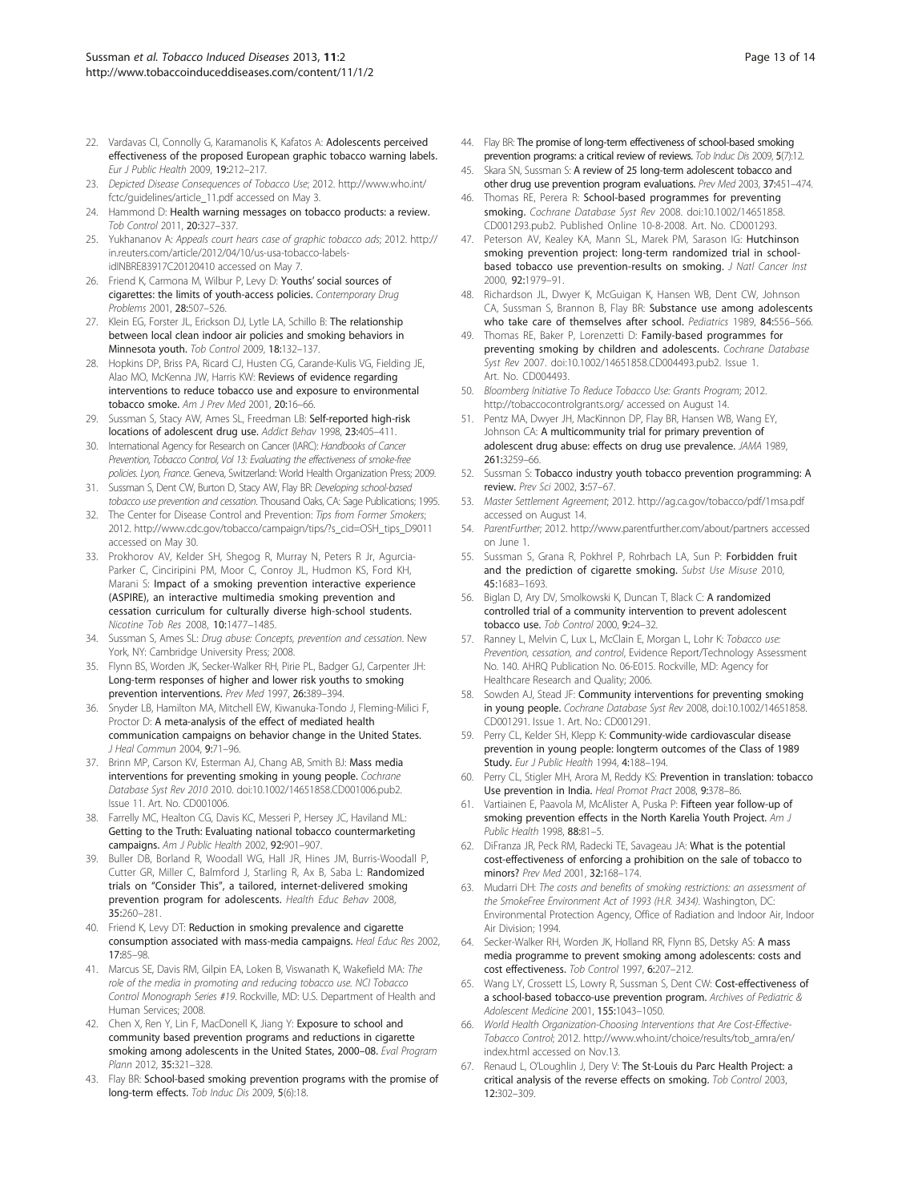22. Vardavas CI, Connolly G, Karamanolis K, Kafatos A: **Adolescents perceived effectiveness of the proposed European graphic tobacco warning labels.** *Eur J Public Health* 2009, **19:**212–217.
23. *Depicted Disease Consequences of Tobacco Use*; 2012. http://www.who.int/fctc/guidelines/article_11.pdf accessed on May 3.
24. Hammond D: **Health warning messages on tobacco products: a review.** *Tob Control* 2011, **20:**327–337.
25. Yukhananov A: *Appeals court hears case of graphic tobacco ads*; 2012. http://in.reuters.com/article/2012/04/10/us-usa-tobacco-labels-idINBRE83917C20120410 accessed on May 7.
26. Friend K, Carmona M, Wilbur P, Levy D: **Youths' social sources of cigarettes: the limits of youth-access policies.** *Contemporary Drug Problems* 2001, **28:**507–526.
27. Klein EG, Forster JL, Erickson DJ, Lytle LA, Schillo B: **The relationship between local clean indoor air policies and smoking behaviors in Minnesota youth.** *Tob Control* 2009, **18:**132–137.
28. Hopkins DP, Briss PA, Ricard CJ, Husten CG, Carande-Kulis VG, Fielding JE, Alao MO, McKenna JW, Harris KW: **Reviews of evidence regarding interventions to reduce tobacco use and exposure to environmental tobacco smoke.** *Am J Prev Med* 2001, **20:**16–66.
29. Sussman S, Stacy AW, Ames SL, Freedman LB: **Self-reported high-risk locations of adolescent drug use.** *Addict Behav* 1998, **23:**405–411.
30. International Agency for Research on Cancer (IARC): *Handbooks of Cancer Prevention, Tobacco Control, Vol 13: Evaluating the effectiveness of smoke-free policies. Lyon, France.* Geneva, Switzerland: World Health Organization Press; 2009.
31. Sussman S, Dent CW, Burton D, Stacy AW, Flay BR: *Developing school-based tobacco use prevention and cessation.* Thousand Oaks, CA: Sage Publications; 1995.
32. The Center for Disease Control and Prevention: *Tips from Former Smokers*; 2012. http://www.cdc.gov/tobacco/campaign/tips/?s_cid=OSH_tips_D9011 accessed on May 30.
33. Prokhorov AV, Kelder SH, Shegog R, Murray N, Peters R Jr, Agurcia-Parker C, Cinciripini PM, Moor C, Conroy JL, Hudmon KS, Ford KH, Marani S: **Impact of a smoking prevention interactive experience (ASPIRE), an interactive multimedia smoking prevention and cessation curriculum for culturally diverse high-school students.** *Nicotine Tob Res* 2008, **10:**1477–1485.
34. Sussman S, Ames SL: *Drug abuse: Concepts, prevention and cessation.* New York, NY: Cambridge University Press; 2008.
35. Flynn BS, Worden JK, Secker-Walker RH, Pirie PL, Badger GJ, Carpenter JH: **Long-term responses of higher and lower risk youths to smoking prevention interventions.** *Prev Med* 1997, **26:**389–394.
36. Snyder LB, Hamilton MA, Mitchell EW, Kiwanuka-Tondo J, Fleming-Milici F, Proctor D: **A meta-analysis of the effect of mediated health communication campaigns on behavior change in the United States.** *J Heal Commun* 2004, **9:**71–96.
37. Brinn MP, Carson KV, Esterman AJ, Chang AB, Smith BJ: **Mass media interventions for preventing smoking in young people.** *Cochrane Database Syst Rev 2010* 2010. doi:10.1002/14651858.CD001006.pub2. Issue 11. Art. No. CD001006.
38. Farrelly MC, Healton CG, Davis KC, Messeri P, Hersey JC, Haviland ML: **Getting to the Truth: Evaluating national tobacco countermarketing campaigns.** *Am J Public Health* 2002, **92:**901–907.
39. Buller DB, Borland R, Woodall WG, Hall JR, Hines JM, Burris-Woodall P, Cutter GR, Miller C, Balmford J, Starling R, Ax B, Saba L: **Randomized trials on "Consider This", a tailored, internet-delivered smoking prevention program for adolescents.** *Health Educ Behav* 2008, **35:**260–281.
40. Friend K, Levy DT: **Reduction in smoking prevalence and cigarette consumption associated with mass-media campaigns.** *Heal Educ Res* 2002, **17:**85–98.
41. Marcus SE, Davis RM, Gilpin EA, Loken B, Viswanath K, Wakefield MA: *The role of the media in promoting and reducing tobacco use. NCI Tobacco Control Monograph Series #19.* Rockville, MD: U.S. Department of Health and Human Services; 2008.
42. Chen X, Ren Y, Lin F, MacDonell K, Jiang Y: **Exposure to school and community based prevention programs and reductions in cigarette smoking among adolescents in the United States, 2000–08.** *Eval Program Plann* 2012, **35:**321–328.
43. Flay BR: **School-based smoking prevention programs with the promise of long-term effects.** *Tob Induc Dis* 2009, **5**(6):18.
44. Flay BR: **The promise of long-term effectiveness of school-based smoking prevention programs: a critical review of reviews.** *Tob Induc Dis* 2009, **5**(7):12.
45. Skara SN, Sussman S: **A review of 25 long-term adolescent tobacco and other drug use prevention program evaluations.** *Prev Med* 2003, **37:**451–474.
46. Thomas RE, Perera R: **School-based programmes for preventing smoking.** *Cochrane Database Syst Rev* 2008. doi:10.1002/14651858.CD001293.pub2. Published Online 10-8-2008. Art. No. CD001293.
47. Peterson AV, Kealey KA, Mann SL, Marek PM, Sarason IG: **Hutchinson smoking prevention project: long-term randomized trial in school-based tobacco use prevention-results on smoking.** *J Natl Cancer Inst* 2000, **92:**1979–91.
48. Richardson JL, Dwyer K, McGuigan K, Hansen WB, Dent CW, Johnson CA, Sussman S, Brannon B, Flay BR: **Substance use among adolescents who take care of themselves after school.** *Pediatrics* 1989, **84:**556–566.
49. Thomas RE, Baker P, Lorenzetti D: **Family-based programmes for preventing smoking by children and adolescents.** *Cochrane Database Syst Rev* 2007. doi:10.1002/14651858.CD004493.pub2. Issue 1. Art. No. CD004493.
50. *Bloomberg Initiative To Reduce Tobacco Use: Grants Program*; 2012. http://tobaccocontrolgrants.org/ accessed on August 14.
51. Pentz MA, Dwyer JH, MacKinnon DP, Flay BR, Hansen WB, Wang EY, Johnson CA: **A multicommunity trial for primary prevention of adolescent drug abuse: effects on drug use prevalence.** *JAMA* 1989, **261:**3259–66.
52. Sussman S: **Tobacco industry youth tobacco prevention programming: A review.** *Prev Sci* 2002, **3:**57–67.
53. *Master Settlement Agreement*; 2012. http://ag.ca.gov/tobacco/pdf/1msa.pdf accessed on August 14.
54. *ParentFurther*; 2012. http://www.parentfurther.com/about/partners accessed on June 1.
55. Sussman S, Grana R, Pokhrel P, Rohrbach LA, Sun P: **Forbidden fruit and the prediction of cigarette smoking.** *Subst Use Misuse* 2010, **45:**1683–1693.
56. Biglan D, Ary DV, Smolkowski K, Duncan T, Black C: **A randomized controlled trial of a community intervention to prevent adolescent tobacco use.** *Tob Control* 2000, **9:**24–32.
57. Ranney L, Melvin C, Lux L, McClain E, Morgan L, Lohr K: *Tobacco use: Prevention, cessation, and control*, Evidence Report/Technology Assessment No. 140. AHRQ Publication No. 06-E015. Rockville, MD: Agency for Healthcare Research and Quality; 2006.
58. Sowden AJ, Stead JF: **Community interventions for preventing smoking in young people.** *Cochrane Database Syst Rev* 2008, doi:10.1002/14651858.CD001291. Issue 1. Art. No.: CD001291.
59. Perry CL, Kelder SH, Klepp K: **Community-wide cardiovascular disease prevention in young people: longterm outcomes of the Class of 1989 Study.** *Eur J Public Health* 1994, **4:**188–194.
60. Perry CL, Stigler MH, Arora M, Reddy KS: **Prevention in translation: tobacco Use prevention in India.** *Heal Promot Pract* 2008, **9:**378–86.
61. Vartiainen E, Paavola M, McAlister A, Puska P: **Fifteen year follow-up of smoking prevention effects in the North Karelia Youth Project.** *Am J Public Health* 1998, **88:**81–5.
62. DiFranza JR, Peck RM, Radecki TE, Savageau JA: **What is the potential cost-effectiveness of enforcing a prohibition on the sale of tobacco to minors?** *Prev Med* 2001, **32:**168–174.
63. Mudarri DH: *The costs and benefits of smoking restrictions: an assessment of the SmokeFree Environment Act of 1993 (H.R. 3434).* Washington, DC: Environmental Protection Agency, Office of Radiation and Indoor Air, Indoor Air Division; 1994.
64. Secker-Walker RH, Worden JK, Holland RR, Flynn BS, Detsky AS: **A mass media programme to prevent smoking among adolescents: costs and cost effectiveness.** *Tob Control* 1997, **6:**207–212.
65. Wang LY, Crossett LS, Lowry R, Sussman S, Dent CW: **Cost-effectiveness of a school-based tobacco-use prevention program.** *Archives of Pediatric & Adolescent Medicine* 2001, **155:**1043–1050.
66. *World Health Organization-Choosing Interventions that Are Cost-Effective-Tobacco Control*; 2012. http://www.who.int/choice/results/tob_amra/en/index.html accessed on Nov.13.
67. Renaud L, O'Loughlin J, Dery V: **The St-Louis du Parc Health Project: a critical analysis of the reverse effects on smoking.** *Tob Control* 2003, **12:**302–309.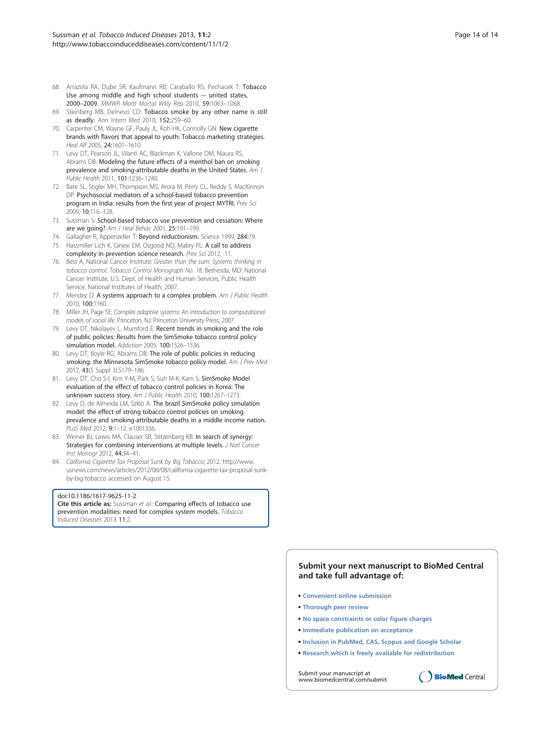68. Arrazola RA, Dube SR, Kaufmann RB, Caraballo RS, Pechacek T: **Tobacco Use among middle and high school students –- united states, 2000–2009.** *MMWR Morb Mortal Wkly Rep* 2010, **59:**1063–1068.
69. Steinberg MB, Delnevo CD: **Tobacco smoke by any other name is still as deadly.** *Ann Intern Med* 2010, **152:**259–60.
70. Carpenter CM, Wayne GF, Pauly JL, Koh HK, Connolly GN: **New cigarette brands with flavors that appeal to youth: Tobacco marketing strategies.** *Heal Aff* 2005, **24:**1601–1610.
71. Levy DT, Pearson JL, Vilanti AC, Blackman K, Vallone DM, Niaura RS, Abrams DB: **Modeling the future effects of a menthol ban on smoking prevalence and smoking-attributable deaths in the United States.** *Am J Public Health* 2011, **101:**1236–1240.
72. Bate SL, Stigler MH, Thompson MS, Arora M, Perry CL, Reddy S, MacKinnon DP: **Psychosocial mediators of a school-based tobacco prevention program in India: results from the first year of project MYTRI.** *Prev Sci* 2009, **10:**116–128.
73. Sussman S: **School-based tobacco use prevention and cessation: Where are we going?** *Am J Heal Behav* 2001, **25:**191–199.
74. Gallagher R, Appenzeller T: **Beyond reductionism.** *Science* 1999, **284:**79.
75. Hassmiller Lich K, Ginexi EM, Osgood ND, Mabry PL: **A call to address complexity in prevention science research.** *Prev Sci* 2012, **:**11.
76. Best A, National Cancer Institute: *Greater than the sum: Systems thinking in tobacco control. Tobacco Control Monograph No. 18*. Bethesda, MD: National Cancer Institute, U.S. Dept. of Health and Human Services, Public Health Service, National Institutes of Health; 2007.
77. Mendez D: **A systems approach to a complex problem.** *Am J Public Health* 2010, **100:**1160.
78. Miller JH, Page SE: *Complex adaptive systems: An introduction to computational models of social life*. Princeton, NJ: Princeton University Press; 2007.
79. Levy DT, Nikolayev L, Mumford E: **Recent trends in smoking and the role of public policies: Results from the SimSmoke tobacco control policy simulation model.** *Addiction* 2005, **100:**1526–1536.
80. Levy DT, Boyle RG, Abrams DB: **The role of public policies in reducing smoking: the Minnesota SimSmoke tobacco policy model.** *Am J Prev Med* 2012, **43**(5 Suppl 3):S179–186.
81. Levy DT, Cho S-I, Kim Y-M, Park S, Suh M-K, Kam S: **SimSmoke Model evaluation of the effect of tobacco control policies in Korea: The unknown success story.** *Am J Public Health* 2010, **100:**1267–1273.
82. Levy D, de Almeida LM, Szklo A: **The brazil SimSmoke policy simulation model: the effect of strong tobacco control policies on smoking prevalence and smoking-attributable deaths in a middle income nation.** *PLoS Med* 2012, **9:**1–12. e1001336.
83. Weiner BJ, Lewis MA, Clauser SB, Stitzenberg KB: **In search of synergy: Strategies for combining interventions at multiple levels.** *J Natl Cancer Inst Monogr* 2012, **44:**34–41.
84. *California Cigarette Tax Proposal Sunk by Big Tobacco*; 2012. http://www.usnews.com/news/articles/2012/06/08/california-cigarette-tax-proposal-sunk-by-big-tobacco accessed on August 15.

doi:10.1186/1617-9625-11-2

**Cite this article as:** Sussman *et al.*: Comparing effects of tobacco use prevention modalities: need for complex system models. *Tobacco Induced Diseases* 2013 **11**:2.

**Submit your next manuscript to BioMed Central and take full advantage of:**

- **Convenient online submission**
- **Thorough peer review**
- **No space constraints or color figure charges**
- **Immediate publication on acceptance**
- **Inclusion in PubMed, CAS, Scopus and Google Scholar**
- **Research which is freely available for redistribution**

Submit your manuscript at www.biomedcentral.com/submit

BioMed Central